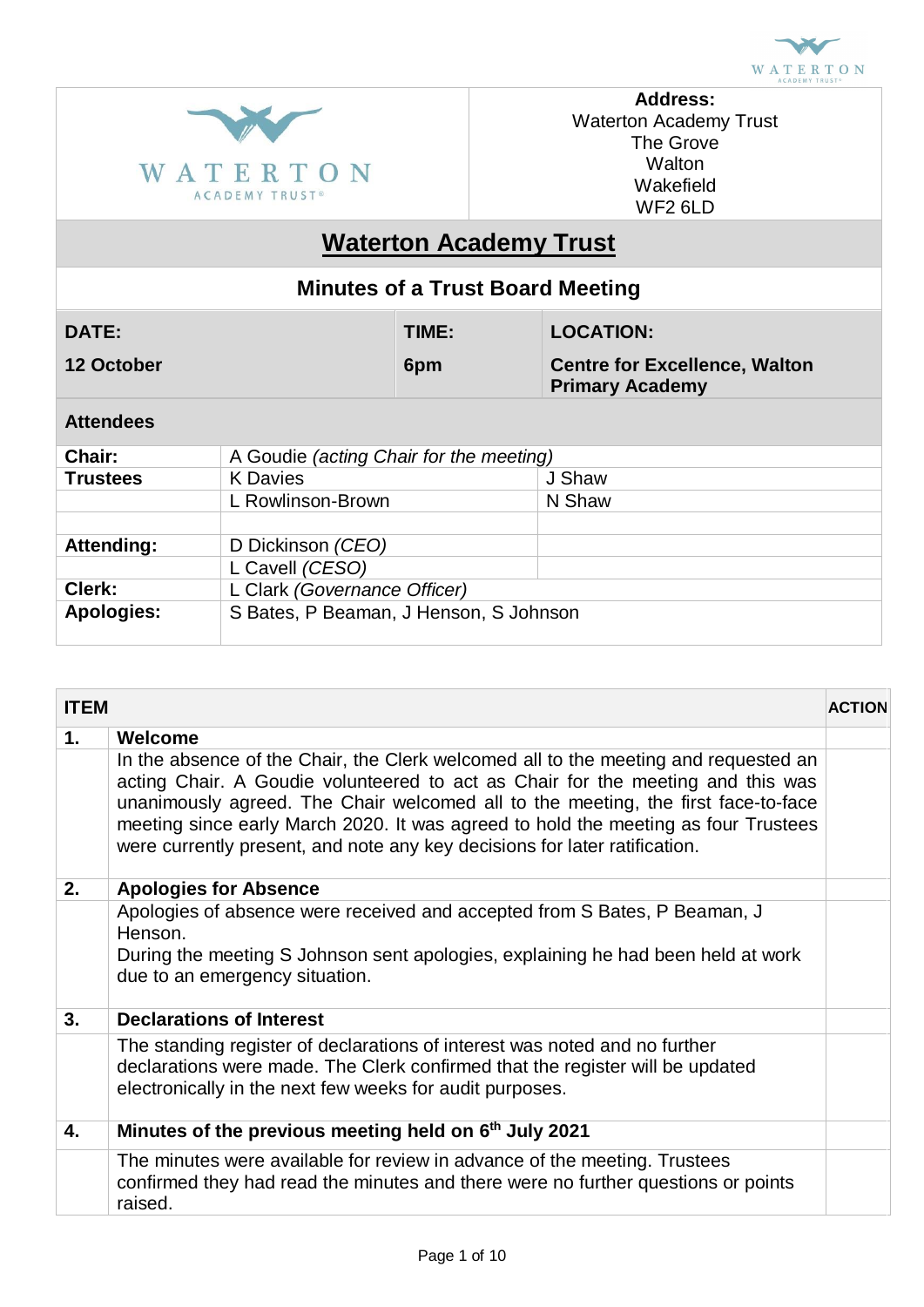**Address:**
Waterton Academy Trust
The Grove
Walton
Wakefield
WF2 6LD

# Waterton Academy Trust

## Minutes of a Trust Board Meeting

| **DATE:** | **TIME:** | **LOCATION:** |
|---|---|---|
| **12 October** | **6pm** | **Centre for Excellence, Walton Primary Academy** |

**Attendees**

| | | |
|---|---|---|
| **Chair:** | A Goudie *(acting Chair for the meeting)* | |
| **Trustees** | K Davies | J Shaw |
| | L Rowlinson-Brown | N Shaw |
| | | |
| **Attending:** | D Dickinson *(CEO)* | |
| | L Cavell *(CESO)* | |
| **Clerk:** | L Clark *(Governance Officer)* | |
| **Apologies:** | S Bates, P Beaman, J Henson, S Johnson | |

| **ITEM** | | **ACTION** |
|---|---|---|
| **1.** | **Welcome** | |
| | In the absence of the Chair, the Clerk welcomed all to the meeting and requested an acting Chair. A Goudie volunteered to act as Chair for the meeting and this was unanimously agreed. The Chair welcomed all to the meeting, the first face-to-face meeting since early March 2020. It was agreed to hold the meeting as four Trustees were currently present, and note any key decisions for later ratification. | |
| **2.** | **Apologies for Absence** | |
| | Apologies of absence were received and accepted from S Bates, P Beaman, J Henson. During the meeting S Johnson sent apologies, explaining he had been held at work due to an emergency situation. | |
| **3.** | **Declarations of Interest** | |
| | The standing register of declarations of interest was noted and no further declarations were made. The Clerk confirmed that the register will be updated electronically in the next few weeks for audit purposes. | |
| **4.** | **Minutes of the previous meeting held on 6th July 2021** | |
| | The minutes were available for review in advance of the meeting. Trustees confirmed they had read the minutes and there were no further questions or points raised. | |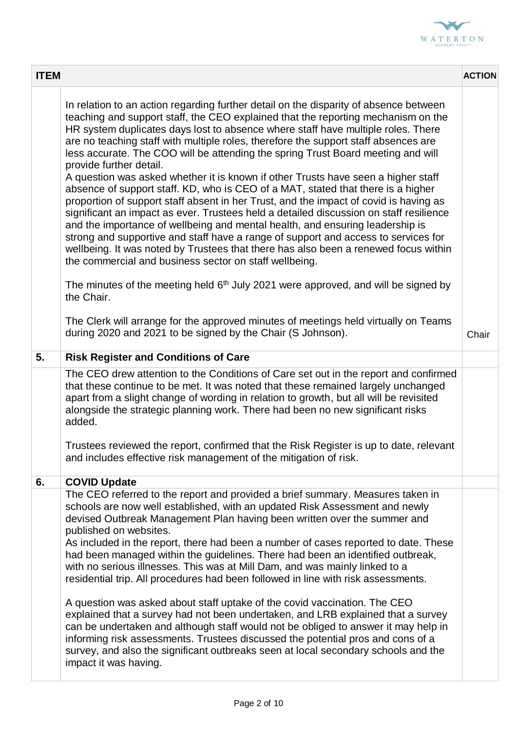| ITEM | | ACTION |
|---|---|---|
| | In relation to an action regarding further detail on the disparity of absence between teaching and support staff, the CEO explained that the reporting mechanism on the HR system duplicates days lost to absence where staff have multiple roles. There are no teaching staff with multiple roles, therefore the support staff absences are less accurate. The COO will be attending the spring Trust Board meeting and will provide further detail.<br>A question was asked whether it is known if other Trusts have seen a higher staff absence of support staff. KD, who is CEO of a MAT, stated that there is a higher proportion of support staff absent in her Trust, and the impact of covid is having as significant an impact as ever. Trustees held a detailed discussion on staff resilience and the importance of wellbeing and mental health, and ensuring leadership is strong and supportive and staff have a range of support and access to services for wellbeing. It was noted by Trustees that there has also been a renewed focus within the commercial and business sector on staff wellbeing.<br><br>The minutes of the meeting held 6th July 2021 were approved, and will be signed by the Chair.<br><br>The Clerk will arrange for the approved minutes of meetings held virtually on Teams during 2020 and 2021 to be signed by the Chair (S Johnson). | Chair |
| **5.** | **Risk Register and Conditions of Care** | |
| | The CEO drew attention to the Conditions of Care set out in the report and confirmed that these continue to be met. It was noted that these remained largely unchanged apart from a slight change of wording in relation to growth, but all will be revisited alongside the strategic planning work. There had been no new significant risks added.<br><br>Trustees reviewed the report, confirmed that the Risk Register is up to date, relevant and includes effective risk management of the mitigation of risk. | |
| **6.** | **COVID Update** | |
| | The CEO referred to the report and provided a brief summary. Measures taken in schools are now well established, with an updated Risk Assessment and newly devised Outbreak Management Plan having been written over the summer and published on websites.<br>As included in the report, there had been a number of cases reported to date. These had been managed within the guidelines. There had been an identified outbreak, with no serious illnesses. This was at Mill Dam, and was mainly linked to a residential trip. All procedures had been followed in line with risk assessments.<br><br>A question was asked about staff uptake of the covid vaccination. The CEO explained that a survey had not been undertaken, and LRB explained that a survey can be undertaken and although staff would not be obliged to answer it may help in informing risk assessments. Trustees discussed the potential pros and cons of a survey, and also the significant outbreaks seen at local secondary schools and the impact it was having. | |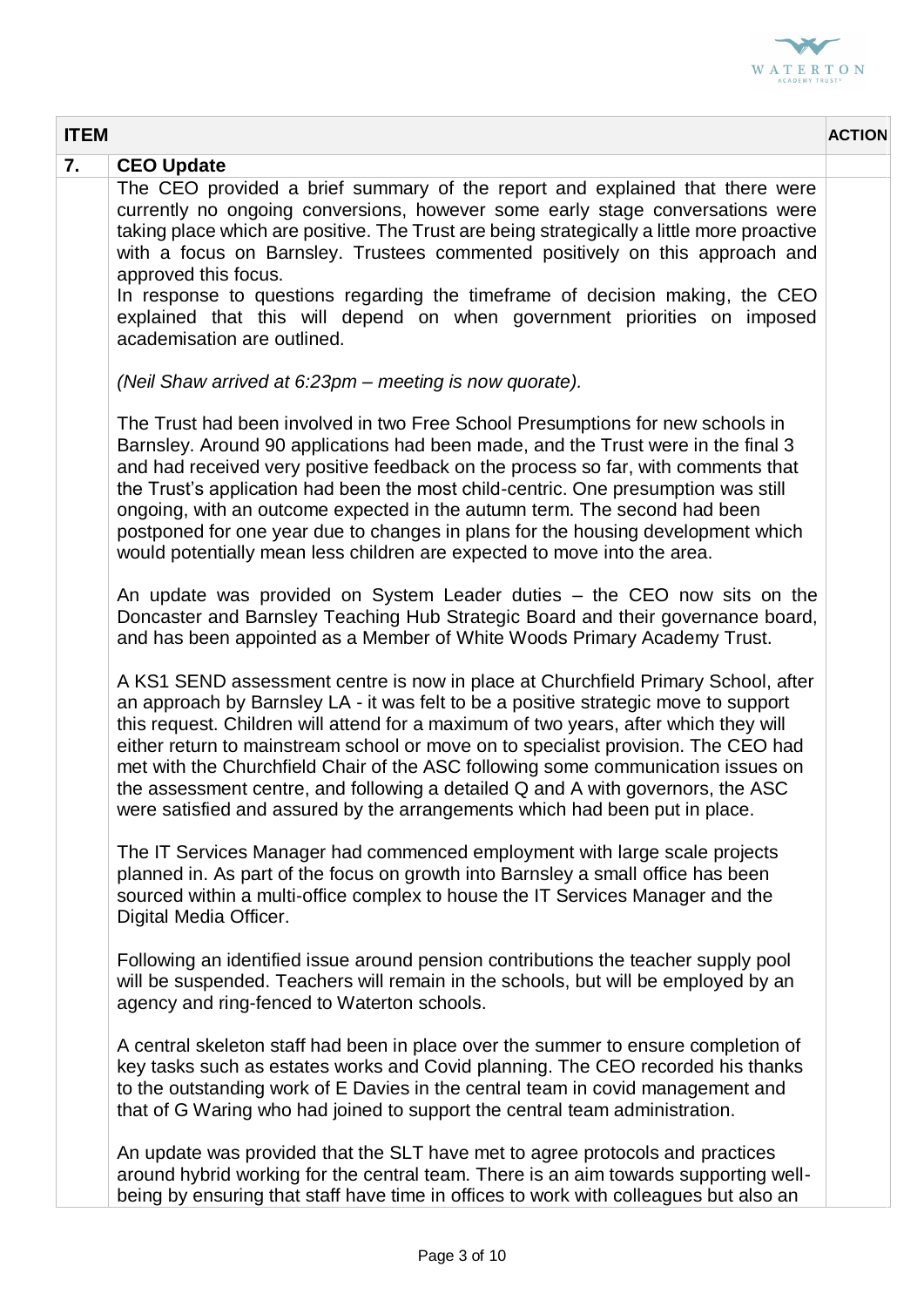| ITEM | | ACTION |
|---|---|---|
| 7. | **CEO Update** | |
| | The CEO provided a brief summary of the report and explained that there were currently no ongoing conversions, however some early stage conversations were taking place which are positive. The Trust are being strategically a little more proactive with a focus on Barnsley. Trustees commented positively on this approach and approved this focus.<br>In response to questions regarding the timeframe of decision making, the CEO explained that this will depend on when government priorities on imposed academisation are outlined.<br><br>*(Neil Shaw arrived at 6:23pm – meeting is now quorate).*<br><br>The Trust had been involved in two Free School Presumptions for new schools in Barnsley. Around 90 applications had been made, and the Trust were in the final 3 and had received very positive feedback on the process so far, with comments that the Trust's application had been the most child-centric. One presumption was still ongoing, with an outcome expected in the autumn term. The second had been postponed for one year due to changes in plans for the housing development which would potentially mean less children are expected to move into the area.<br><br>An update was provided on System Leader duties – the CEO now sits on the Doncaster and Barnsley Teaching Hub Strategic Board and their governance board, and has been appointed as a Member of White Woods Primary Academy Trust.<br><br>A KS1 SEND assessment centre is now in place at Churchfield Primary School, after an approach by Barnsley LA - it was felt to be a positive strategic move to support this request. Children will attend for a maximum of two years, after which they will either return to mainstream school or move on to specialist provision. The CEO had met with the Churchfield Chair of the ASC following some communication issues on the assessment centre, and following a detailed Q and A with governors, the ASC were satisfied and assured by the arrangements which had been put in place.<br><br>The IT Services Manager had commenced employment with large scale projects planned in. As part of the focus on growth into Barnsley a small office has been sourced within a multi-office complex to house the IT Services Manager and the Digital Media Officer.<br><br>Following an identified issue around pension contributions the teacher supply pool will be suspended. Teachers will remain in the schools, but will be employed by an agency and ring-fenced to Waterton schools.<br><br>A central skeleton staff had been in place over the summer to ensure completion of key tasks such as estates works and Covid planning. The CEO recorded his thanks to the outstanding work of E Davies in the central team in covid management and that of G Waring who had joined to support the central team administration.<br><br>An update was provided that the SLT have met to agree protocols and practices around hybrid working for the central team. There is an aim towards supporting well-being by ensuring that staff have time in offices to work with colleagues but also an | |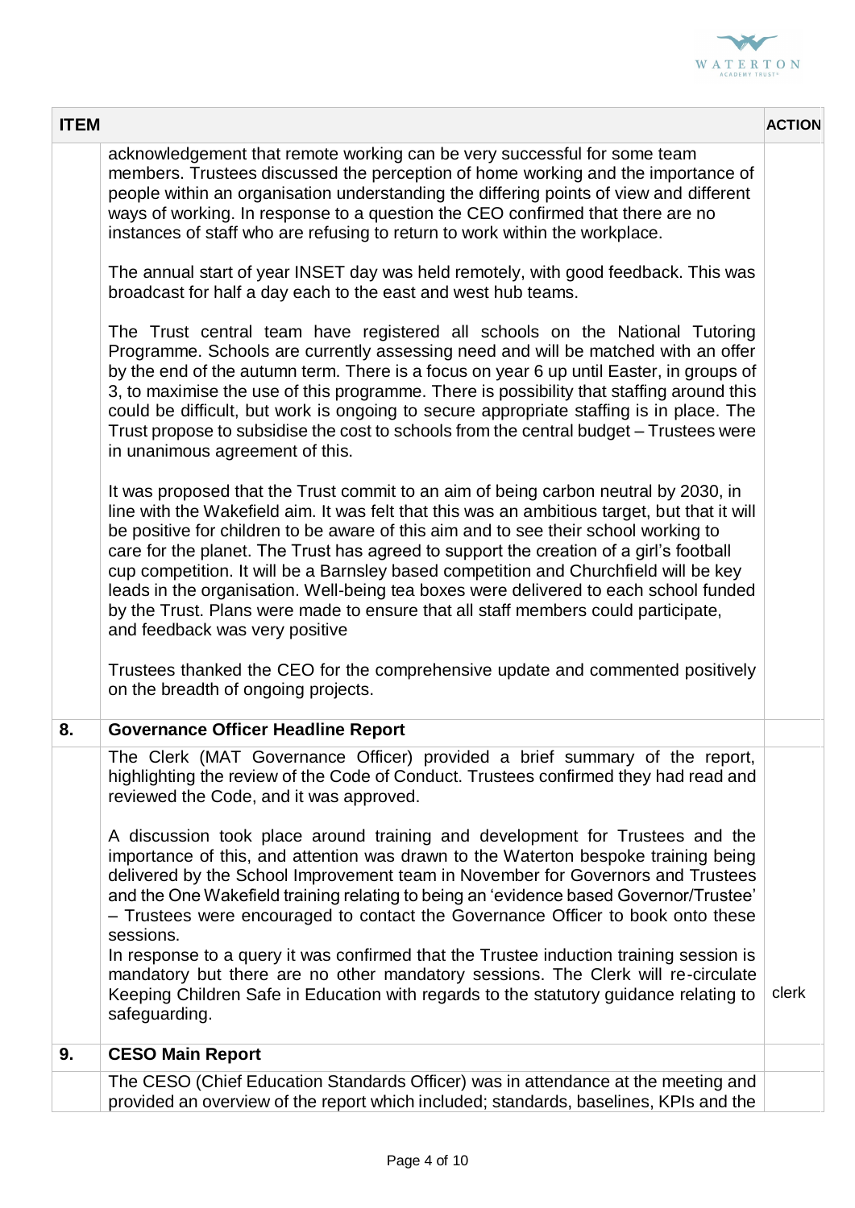| ITEM | | ACTION |
|---|---|---|
| | acknowledgement that remote working can be very successful for some team members. Trustees discussed the perception of home working and the importance of people within an organisation understanding the differing points of view and different ways of working. In response to a question the CEO confirmed that there are no instances of staff who are refusing to return to work within the workplace.<br><br>The annual start of year INSET day was held remotely, with good feedback. This was broadcast for half a day each to the east and west hub teams.<br><br>The Trust central team have registered all schools on the National Tutoring Programme. Schools are currently assessing need and will be matched with an offer by the end of the autumn term. There is a focus on year 6 up until Easter, in groups of 3, to maximise the use of this programme. There is possibility that staffing around this could be difficult, but work is ongoing to secure appropriate staffing is in place. The Trust propose to subsidise the cost to schools from the central budget – Trustees were in unanimous agreement of this.<br><br>It was proposed that the Trust commit to an aim of being carbon neutral by 2030, in line with the Wakefield aim. It was felt that this was an ambitious target, but that it will be positive for children to be aware of this aim and to see their school working to care for the planet. The Trust has agreed to support the creation of a girl's football cup competition. It will be a Barnsley based competition and Churchfield will be key leads in the organisation. Well-being tea boxes were delivered to each school funded by the Trust. Plans were made to ensure that all staff members could participate, and feedback was very positive<br><br>Trustees thanked the CEO for the comprehensive update and commented positively on the breadth of ongoing projects. | |
| **8.** | **Governance Officer Headline Report** | |
| | The Clerk (MAT Governance Officer) provided a brief summary of the report, highlighting the review of the Code of Conduct. Trustees confirmed they had read and reviewed the Code, and it was approved.<br><br>A discussion took place around training and development for Trustees and the importance of this, and attention was drawn to the Waterton bespoke training being delivered by the School Improvement team in November for Governors and Trustees and the One Wakefield training relating to being an 'evidence based Governor/Trustee' – Trustees were encouraged to contact the Governance Officer to book onto these sessions.<br>In response to a query it was confirmed that the Trustee induction training session is mandatory but there are no other mandatory sessions. The Clerk will re-circulate Keeping Children Safe in Education with regards to the statutory guidance relating to safeguarding. | clerk |
| **9.** | **CESO Main Report** | |
| | The CESO (Chief Education Standards Officer) was in attendance at the meeting and provided an overview of the report which included; standards, baselines, KPIs and the | |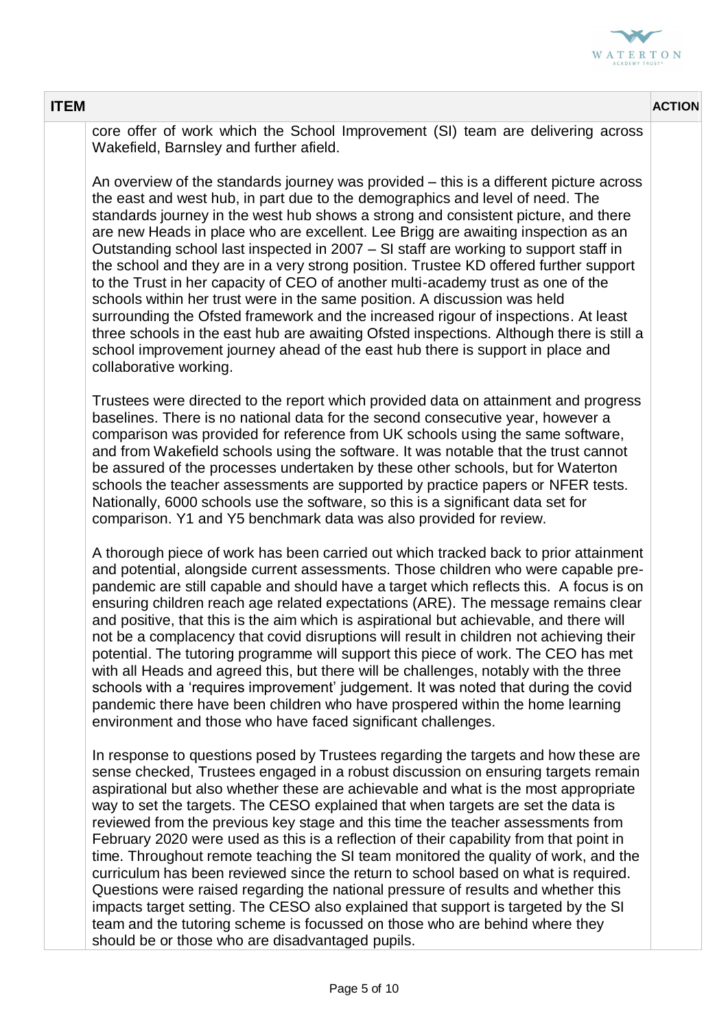| ITEM | | ACTION |
|---|---|---|
| | core offer of work which the School Improvement (SI) team are delivering across Wakefield, Barnsley and further afield.<br><br>An overview of the standards journey was provided – this is a different picture across the east and west hub, in part due to the demographics and level of need. The standards journey in the west hub shows a strong and consistent picture, and there are new Heads in place who are excellent. Lee Brigg are awaiting inspection as an Outstanding school last inspected in 2007 – SI staff are working to support staff in the school and they are in a very strong position. Trustee KD offered further support to the Trust in her capacity of CEO of another multi-academy trust as one of the schools within her trust were in the same position. A discussion was held surrounding the Ofsted framework and the increased rigour of inspections. At least three schools in the east hub are awaiting Ofsted inspections. Although there is still a school improvement journey ahead of the east hub there is support in place and collaborative working.<br><br>Trustees were directed to the report which provided data on attainment and progress baselines. There is no national data for the second consecutive year, however a comparison was provided for reference from UK schools using the same software, and from Wakefield schools using the software. It was notable that the trust cannot be assured of the processes undertaken by these other schools, but for Waterton schools the teacher assessments are supported by practice papers or NFER tests. Nationally, 6000 schools use the software, so this is a significant data set for comparison. Y1 and Y5 benchmark data was also provided for review.<br><br>A thorough piece of work has been carried out which tracked back to prior attainment and potential, alongside current assessments. Those children who were capable pre-pandemic are still capable and should have a target which reflects this. A focus is on ensuring children reach age related expectations (ARE). The message remains clear and positive, that this is the aim which is aspirational but achievable, and there will not be a complacency that covid disruptions will result in children not achieving their potential. The tutoring programme will support this piece of work. The CEO has met with all Heads and agreed this, but there will be challenges, notably with the three schools with a 'requires improvement' judgement. It was noted that during the covid pandemic there have been children who have prospered within the home learning environment and those who have faced significant challenges.<br><br>In response to questions posed by Trustees regarding the targets and how these are sense checked, Trustees engaged in a robust discussion on ensuring targets remain aspirational but also whether these are achievable and what is the most appropriate way to set the targets. The CESO explained that when targets are set the data is reviewed from the previous key stage and this time the teacher assessments from February 2020 were used as this is a reflection of their capability from that point in time. Throughout remote teaching the SI team monitored the quality of work, and the curriculum has been reviewed since the return to school based on what is required. Questions were raised regarding the national pressure of results and whether this impacts target setting. The CESO also explained that support is targeted by the SI team and the tutoring scheme is focussed on those who are behind where they should be or those who are disadvantaged pupils. | |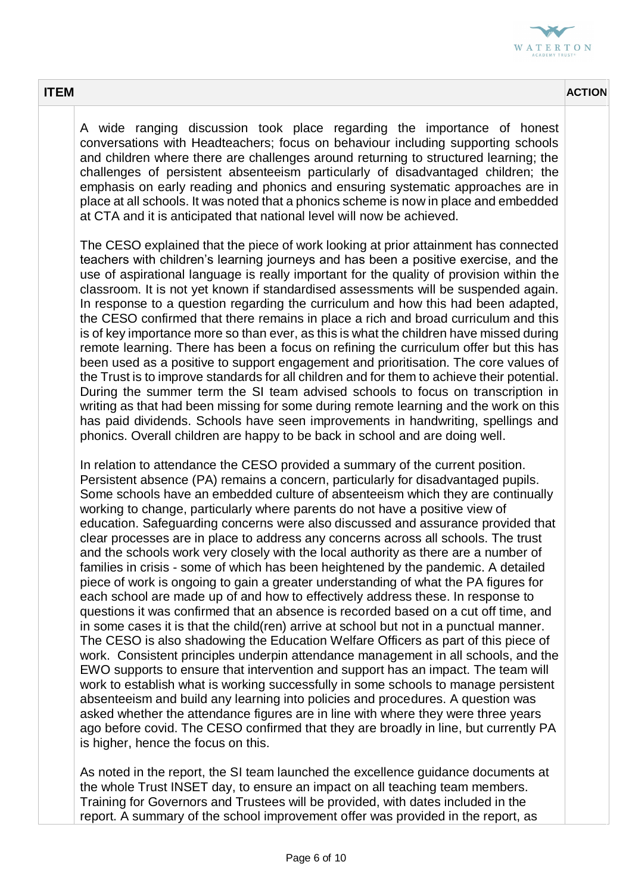| ITEM | ACTION |
|---|---|
| A wide ranging discussion took place regarding the importance of honest conversations with Headteachers; focus on behaviour including supporting schools and children where there are challenges around returning to structured learning; the challenges of persistent absenteeism particularly of disadvantaged children; the emphasis on early reading and phonics and ensuring systematic approaches are in place at all schools. It was noted that a phonics scheme is now in place and embedded at CTA and it is anticipated that national level will now be achieved.<br><br>The CESO explained that the piece of work looking at prior attainment has connected teachers with children's learning journeys and has been a positive exercise, and the use of aspirational language is really important for the quality of provision within the classroom. It is not yet known if standardised assessments will be suspended again. In response to a question regarding the curriculum and how this had been adapted, the CESO confirmed that there remains in place a rich and broad curriculum and this is of key importance more so than ever, as this is what the children have missed during remote learning. There has been a focus on refining the curriculum offer but this has been used as a positive to support engagement and prioritisation. The core values of the Trust is to improve standards for all children and for them to achieve their potential. During the summer term the SI team advised schools to focus on transcription in writing as that had been missing for some during remote learning and the work on this has paid dividends. Schools have seen improvements in handwriting, spellings and phonics. Overall children are happy to be back in school and are doing well.<br><br>In relation to attendance the CESO provided a summary of the current position. Persistent absence (PA) remains a concern, particularly for disadvantaged pupils. Some schools have an embedded culture of absenteeism which they are continually working to change, particularly where parents do not have a positive view of education. Safeguarding concerns were also discussed and assurance provided that clear processes are in place to address any concerns across all schools. The trust and the schools work very closely with the local authority as there are a number of families in crisis - some of which has been heightened by the pandemic. A detailed piece of work is ongoing to gain a greater understanding of what the PA figures for each school are made up of and how to effectively address these. In response to questions it was confirmed that an absence is recorded based on a cut off time, and in some cases it is that the child(ren) arrive at school but not in a punctual manner. The CESO is also shadowing the Education Welfare Officers as part of this piece of work. Consistent principles underpin attendance management in all schools, and the EWO supports to ensure that intervention and support has an impact. The team will work to establish what is working successfully in some schools to manage persistent absenteeism and build any learning into policies and procedures. A question was asked whether the attendance figures are in line with where they were three years ago before covid. The CESO confirmed that they are broadly in line, but currently PA is higher, hence the focus on this.<br><br>As noted in the report, the SI team launched the excellence guidance documents at the whole Trust INSET day, to ensure an impact on all teaching team members. Training for Governors and Trustees will be provided, with dates included in the report. A summary of the school improvement offer was provided in the report, as | |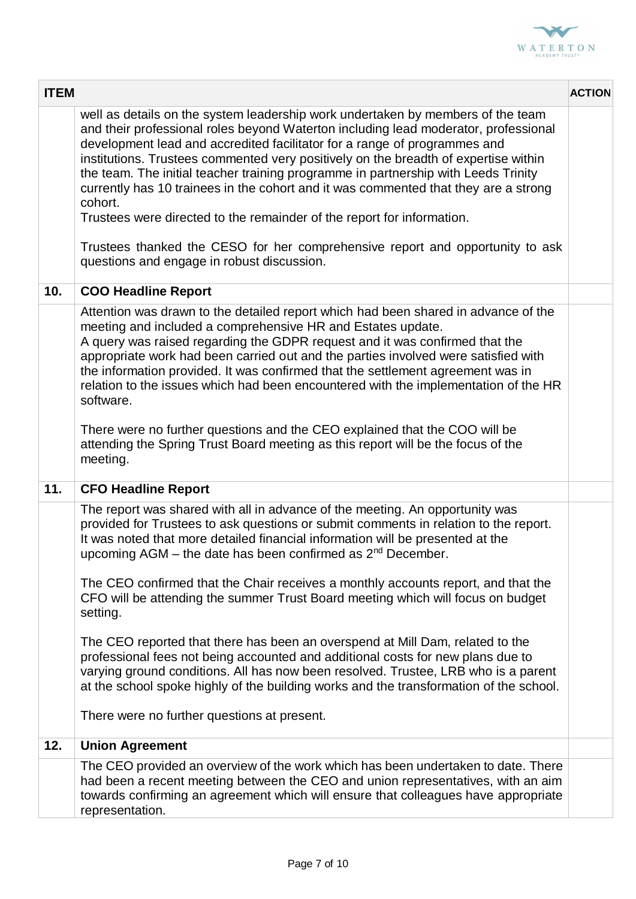| ITEM | | ACTION |
|---|---|---|
| | well as details on the system leadership work undertaken by members of the team and their professional roles beyond Waterton including lead moderator, professional development lead and accredited facilitator for a range of programmes and institutions. Trustees commented very positively on the breadth of expertise within the team. The initial teacher training programme in partnership with Leeds Trinity currently has 10 trainees in the cohort and it was commented that they are a strong cohort.<br>Trustees were directed to the remainder of the report for information.<br><br>Trustees thanked the CESO for her comprehensive report and opportunity to ask questions and engage in robust discussion. | |
| **10.** | **COO Headline Report** | |
| | Attention was drawn to the detailed report which had been shared in advance of the meeting and included a comprehensive HR and Estates update.<br>A query was raised regarding the GDPR request and it was confirmed that the appropriate work had been carried out and the parties involved were satisfied with the information provided. It was confirmed that the settlement agreement was in relation to the issues which had been encountered with the implementation of the HR software.<br><br>There were no further questions and the CEO explained that the COO will be attending the Spring Trust Board meeting as this report will be the focus of the meeting. | |
| **11.** | **CFO Headline Report** | |
| | The report was shared with all in advance of the meeting. An opportunity was provided for Trustees to ask questions or submit comments in relation to the report. It was noted that more detailed financial information will be presented at the upcoming AGM – the date has been confirmed as 2nd December.<br><br>The CEO confirmed that the Chair receives a monthly accounts report, and that the CFO will be attending the summer Trust Board meeting which will focus on budget setting.<br><br>The CEO reported that there has been an overspend at Mill Dam, related to the professional fees not being accounted and additional costs for new plans due to varying ground conditions. All has now been resolved. Trustee, LRB who is a parent at the school spoke highly of the building works and the transformation of the school.<br><br>There were no further questions at present. | |
| **12.** | **Union Agreement** | |
| | The CEO provided an overview of the work which has been undertaken to date. There had been a recent meeting between the CEO and union representatives, with an aim towards confirming an agreement which will ensure that colleagues have appropriate representation. | |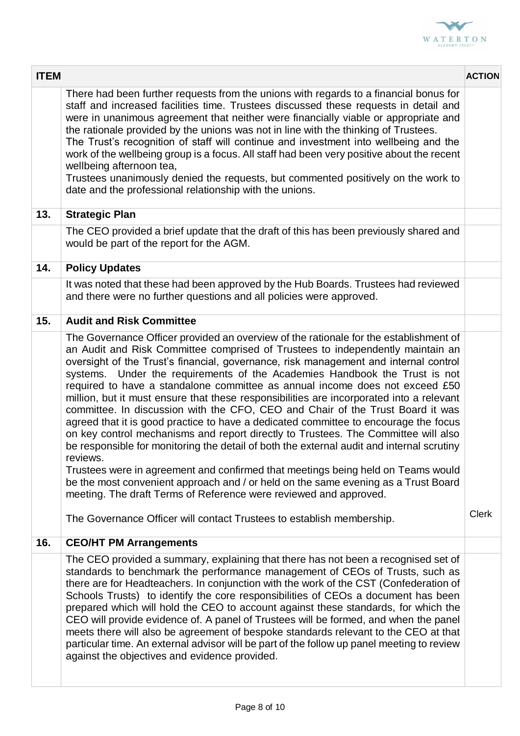| ITEM | | ACTION |
|---|---|---|
| | There had been further requests from the unions with regards to a financial bonus for staff and increased facilities time. Trustees discussed these requests in detail and were in unanimous agreement that neither were financially viable or appropriate and the rationale provided by the unions was not in line with the thinking of Trustees. The Trust's recognition of staff will continue and investment into wellbeing and the work of the wellbeing group is a focus. All staff had been very positive about the recent wellbeing afternoon tea, Trustees unanimously denied the requests, but commented positively on the work to date and the professional relationship with the unions. | |
| **13.** | **Strategic Plan** | |
| | The CEO provided a brief update that the draft of this has been previously shared and would be part of the report for the AGM. | |
| **14.** | **Policy Updates** | |
| | It was noted that these had been approved by the Hub Boards. Trustees had reviewed and there were no further questions and all policies were approved. | |
| **15.** | **Audit and Risk Committee** | |
| | The Governance Officer provided an overview of the rationale for the establishment of an Audit and Risk Committee comprised of Trustees to independently maintain an oversight of the Trust's financial, governance, risk management and internal control systems. Under the requirements of the Academies Handbook the Trust is not required to have a standalone committee as annual income does not exceed £50 million, but it must ensure that these responsibilities are incorporated into a relevant committee. In discussion with the CFO, CEO and Chair of the Trust Board it was agreed that it is good practice to have a dedicated committee to encourage the focus on key control mechanisms and report directly to Trustees. The Committee will also be responsible for monitoring the detail of both the external audit and internal scrutiny reviews. Trustees were in agreement and confirmed that meetings being held on Teams would be the most convenient approach and / or held on the same evening as a Trust Board meeting. The draft Terms of Reference were reviewed and approved. The Governance Officer will contact Trustees to establish membership. | Clerk |
| **16.** | **CEO/HT PM Arrangements** | |
| | The CEO provided a summary, explaining that there has not been a recognised set of standards to benchmark the performance management of CEOs of Trusts, such as there are for Headteachers. In conjunction with the work of the CST (Confederation of Schools Trusts) to identify the core responsibilities of CEOs a document has been prepared which will hold the CEO to account against these standards, for which the CEO will provide evidence of. A panel of Trustees will be formed, and when the panel meets there will also be agreement of bespoke standards relevant to the CEO at that particular time. An external advisor will be part of the follow up panel meeting to review against the objectives and evidence provided. | |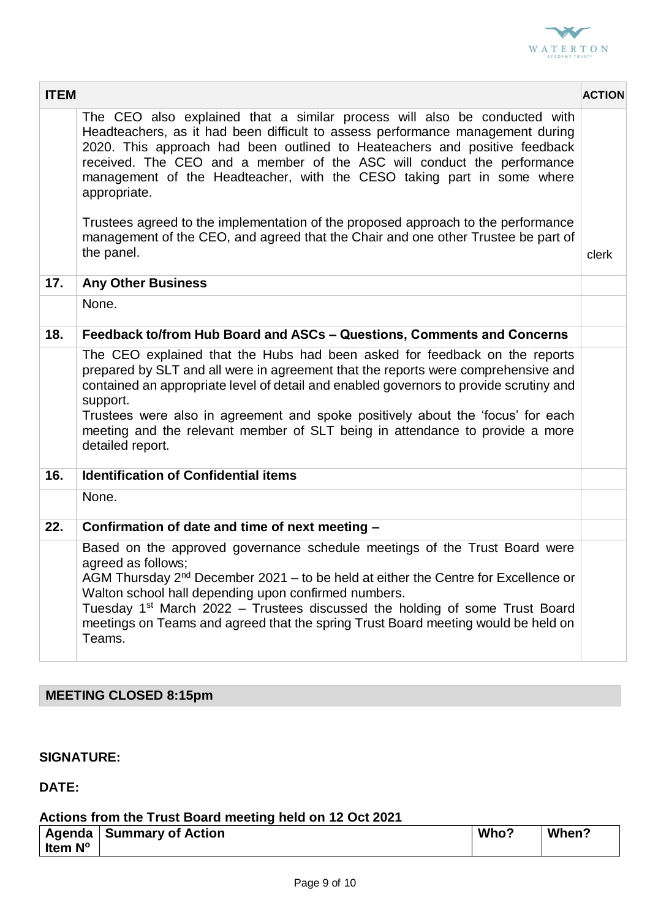| ITEM | | ACTION |
|---|---|---|
| | The CEO also explained that a similar process will also be conducted with Headteachers, as it had been difficult to assess performance management during 2020. This approach had been outlined to Heateachers and positive feedback received. The CEO and a member of the ASC will conduct the performance management of the Headteacher, with the CESO taking part in some where appropriate.<br><br>Trustees agreed to the implementation of the proposed approach to the performance management of the CEO, and agreed that the Chair and one other Trustee be part of the panel. | clerk |
| **17.** | **Any Other Business** | |
| | None. | |
| **18.** | **Feedback to/from Hub Board and ASCs – Questions, Comments and Concerns** | |
| | The CEO explained that the Hubs had been asked for feedback on the reports prepared by SLT and all were in agreement that the reports were comprehensive and contained an appropriate level of detail and enabled governors to provide scrutiny and support.<br>Trustees were also in agreement and spoke positively about the 'focus' for each meeting and the relevant member of SLT being in attendance to provide a more detailed report. | |
| **16.** | **Identification of Confidential items** | |
| | None. | |
| **22.** | **Confirmation of date and time of next meeting –** | |
| | Based on the approved governance schedule meetings of the Trust Board were agreed as follows;<br>AGM Thursday 2nd December 2021 – to be held at either the Centre for Excellence or Walton school hall depending upon confirmed numbers.<br>Tuesday 1st March 2022 – Trustees discussed the holding of some Trust Board meetings on Teams and agreed that the spring Trust Board meeting would be held on Teams. | |

**MEETING CLOSED 8:15pm**

**SIGNATURE:**

**DATE:**

**Actions from the Trust Board meeting held on 12 Oct 2021**

| Agenda Item N° | Summary of Action | Who? | When? |
|---|---|---|---|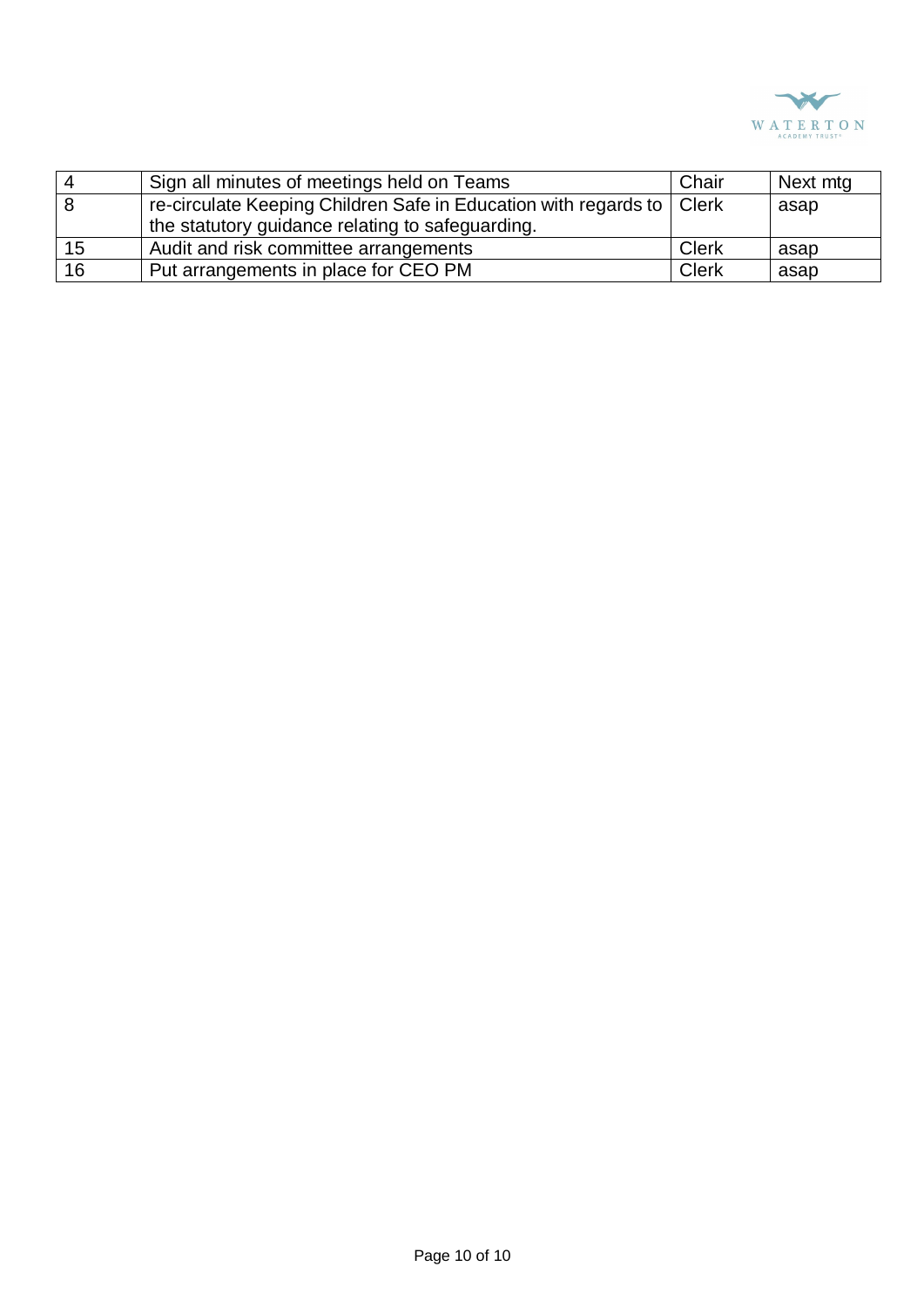| | | | |
|---|---|---|---|
| 4 | Sign all minutes of meetings held on Teams | Chair | Next mtg |
| 8 | re-circulate Keeping Children Safe in Education with regards to the statutory guidance relating to safeguarding. | Clerk | asap |
| 15 | Audit and risk committee arrangements | Clerk | asap |
| 16 | Put arrangements in place for CEO PM | Clerk | asap |